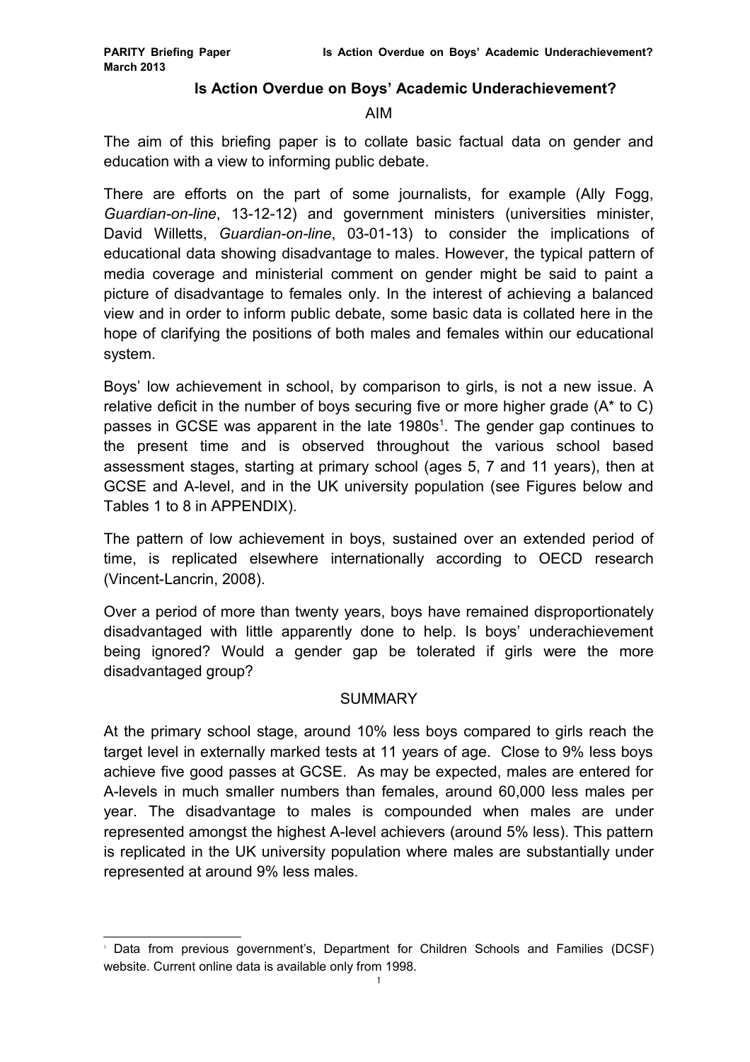# Is Action Overdue on Boys' Academic Underachievement?

## AIM

The aim of this briefing paper is to collate basic factual data on gender and education with a view to informing public debate.

There are efforts on the part of some journalists, for example (Ally Fogg, *Guardian-on-line*, 13-12-12) and government ministers (universities minister, David Willetts, *Guardian-on-line*, 03-01-13) to consider the implications of educational data showing disadvantage to males. However, the typical pattern of media coverage and ministerial comment on gender might be said to paint a picture of disadvantage to females only. In the interest of achieving a balanced view and in order to inform public debate, some basic data is collated here in the hope of clarifying the positions of both males and females within our educational system.

Boys' low achievement in school, by comparison to girls, is not a new issue. A relative deficit in the number of boys securing five or more higher grade (A* to C) passes in GCSE was apparent in the late 1980s[1]. The gender gap continues to the present time and is observed throughout the various school based assessment stages, starting at primary school (ages 5, 7 and 11 years), then at GCSE and A-level, and in the UK university population (see Figures below and Tables 1 to 8 in APPENDIX).

The pattern of low achievement in boys, sustained over an extended period of time, is replicated elsewhere internationally according to OECD research (Vincent-Lancrin, 2008).

Over a period of more than twenty years, boys have remained disproportionately disadvantaged with little apparently done to help. Is boys' underachievement being ignored? Would a gender gap be tolerated if girls were the more disadvantaged group?

## SUMMARY

At the primary school stage, around 10% less boys compared to girls reach the target level in externally marked tests at 11 years of age. Close to 9% less boys achieve five good passes at GCSE. As may be expected, males are entered for A-levels in much smaller numbers than females, around 60,000 less males per year. The disadvantage to males is compounded when males are under represented amongst the highest A-level achievers (around 5% less). This pattern is replicated in the UK university population where males are substantially under represented at around 9% less males.

---

[1] Data from previous government's, Department for Children Schools and Families (DCSF) website. Current online data is available only from 1998.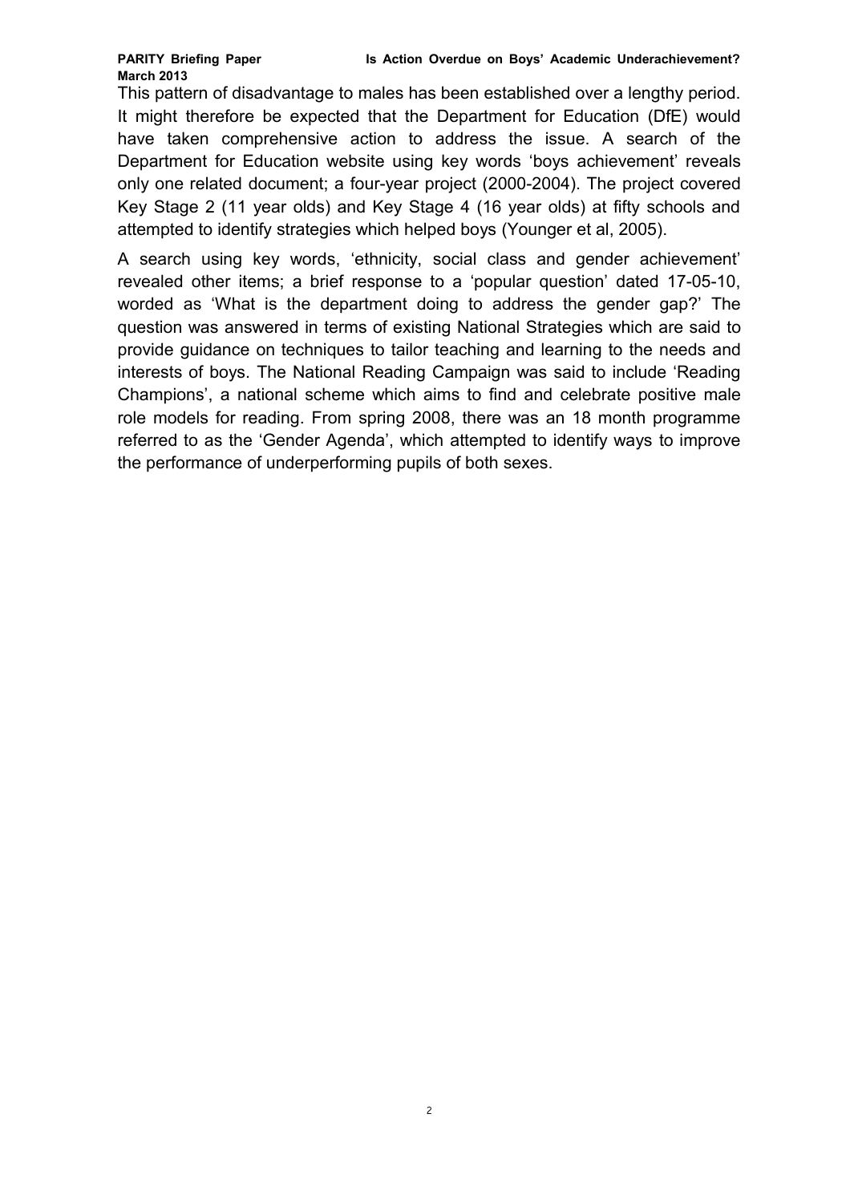This pattern of disadvantage to males has been established over a lengthy period. It might therefore be expected that the Department for Education (DfE) would have taken comprehensive action to address the issue. A search of the Department for Education website using key words 'boys achievement' reveals only one related document; a four-year project (2000-2004). The project covered Key Stage 2 (11 year olds) and Key Stage 4 (16 year olds) at fifty schools and attempted to identify strategies which helped boys (Younger et al, 2005).

A search using key words, 'ethnicity, social class and gender achievement' revealed other items; a brief response to a 'popular question' dated 17-05-10, worded as 'What is the department doing to address the gender gap?' The question was answered in terms of existing National Strategies which are said to provide guidance on techniques to tailor teaching and learning to the needs and interests of boys. The National Reading Campaign was said to include 'Reading Champions', a national scheme which aims to find and celebrate positive male role models for reading. From spring 2008, there was an 18 month programme referred to as the 'Gender Agenda', which attempted to identify ways to improve the performance of underperforming pupils of both sexes.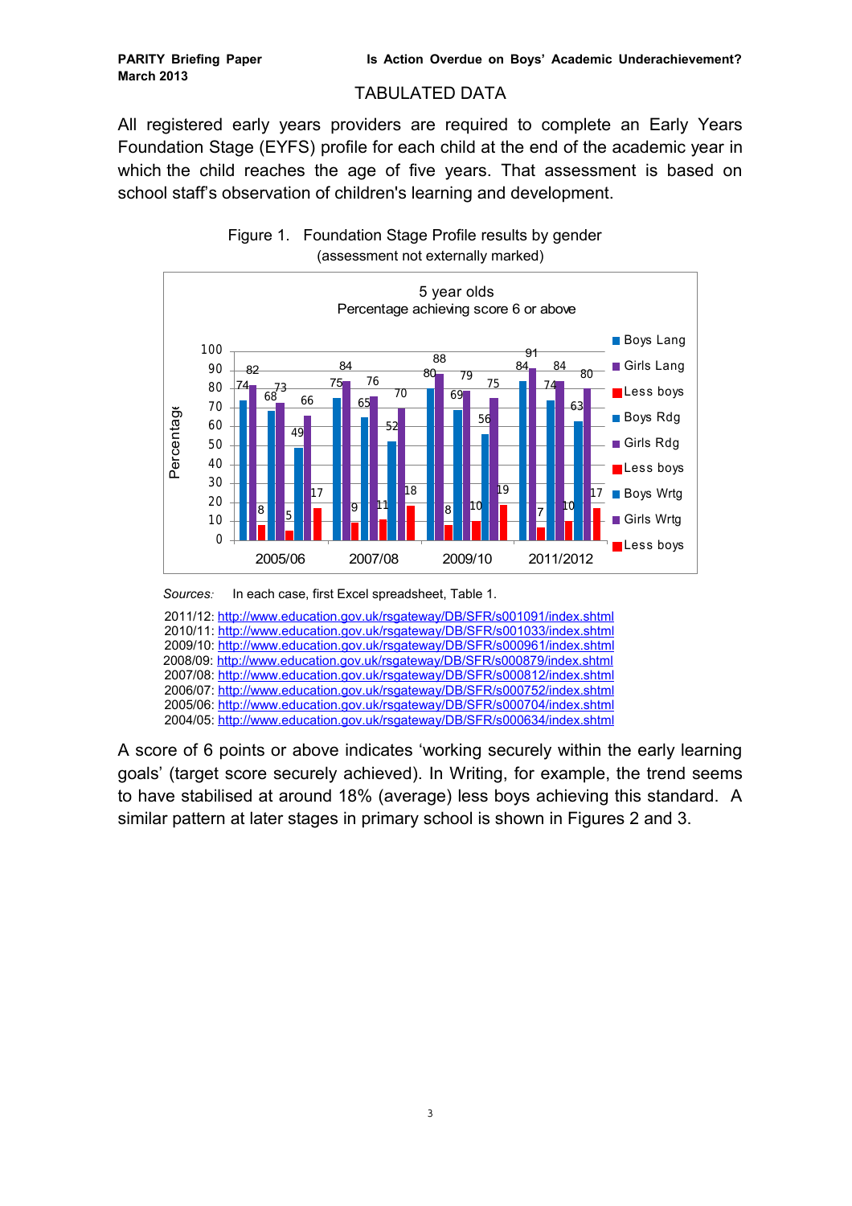## TABULATED DATA

All registered early years providers are required to complete an Early Years Foundation Stage (EYFS) profile for each child at the end of the academic year in which the child reaches the age of five years. That assessment is based on school staff's observation of children's learning and development.

Figure 1. Foundation Stage Profile results by gender
(assessment not externally marked)

5 year olds
Percentage achieving score 6 or above

| | Boys Lang | Girls Lang | Less boys | Boys Rdg | Girls Rdg | Less boys | Boys Wrtg | Girls Wrtg | Less boys |
|---|---|---|---|---|---|---|---|---|---|
| 2005/06 | 74 | 82 | 8 | 68 | 73 | 5 | 49 | 66 | 17 |
| 2007/08 | 75 | 84 | 9 | 65 | 76 | 11 | 52 | 70 | 18 |
| 2009/10 | 80 | 88 | 8 | 69 | 79 | 10 | 56 | 75 | 19 |
| 2011/2012 | 84 | 91 | 7 | 74 | 84 | 10 | 63 | 80 | 17 |

*Sources:* In each case, first Excel spreadsheet, Table 1.

2011/12: http://www.education.gov.uk/rsgateway/DB/SFR/s001091/index.shtml
2010/11: http://www.education.gov.uk/rsgateway/DB/SFR/s001033/index.shtml
2009/10: http://www.education.gov.uk/rsgateway/DB/SFR/s000961/index.shtml
2008/09: http://www.education.gov.uk/rsgateway/DB/SFR/s000879/index.shtml
2007/08: http://www.education.gov.uk/rsgateway/DB/SFR/s000812/index.shtml
2006/07: http://www.education.gov.uk/rsgateway/DB/SFR/s000752/index.shtml
2005/06: http://www.education.gov.uk/rsgateway/DB/SFR/s000704/index.shtml
2004/05: http://www.education.gov.uk/rsgateway/DB/SFR/s000634/index.shtml

A score of 6 points or above indicates 'working securely within the early learning goals' (target score securely achieved). In Writing, for example, the trend seems to have stabilised at around 18% (average) less boys achieving this standard. A similar pattern at later stages in primary school is shown in Figures 2 and 3.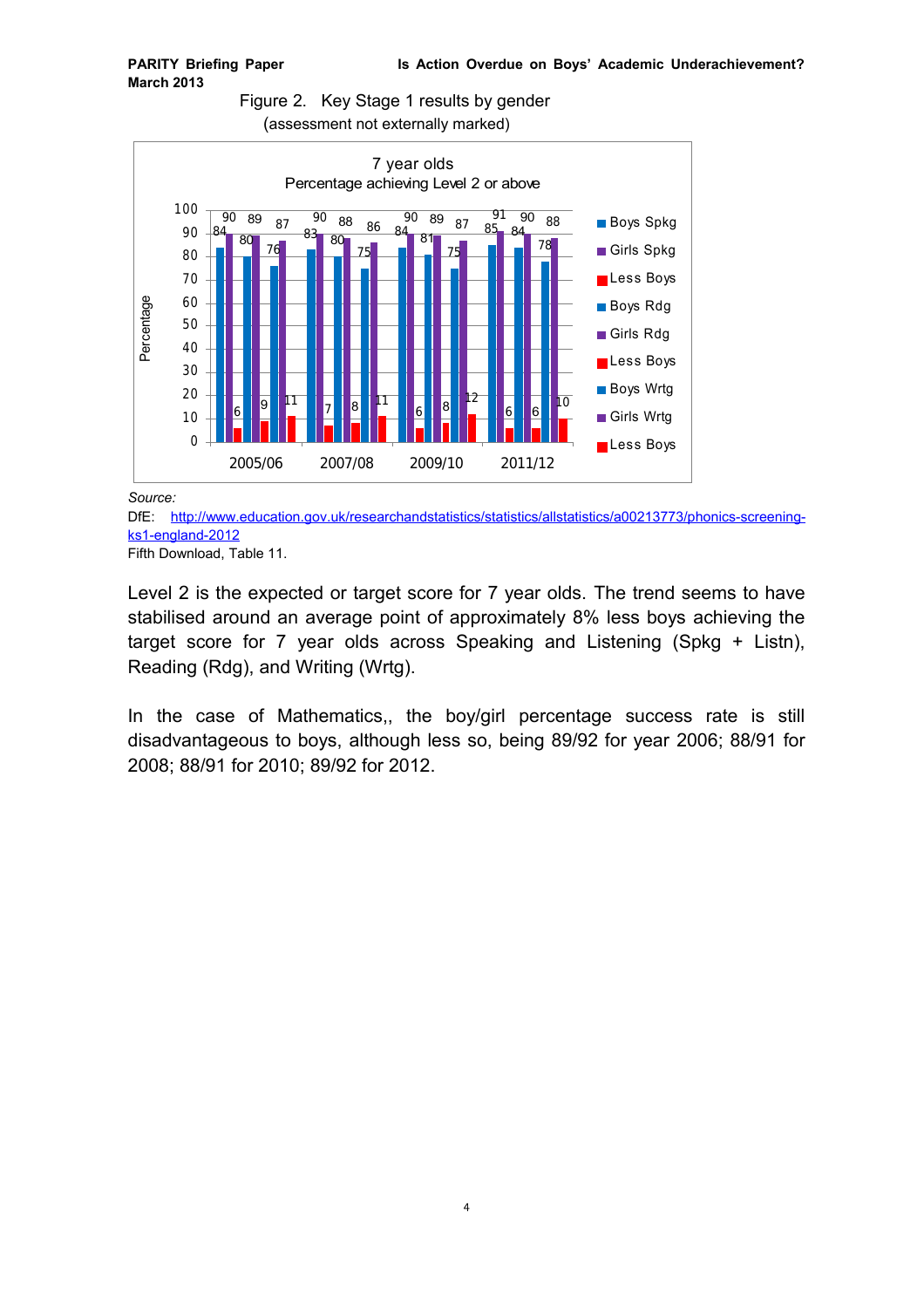Figure 2. Key Stage 1 results by gender
(assessment not externally marked)

| 7 year olds – Percentage achieving Level 2 or above | Boys Spkg | Girls Spkg | Less Boys | Boys Rdg | Girls Rdg | Less Boys | Boys Wrtg | Girls Wrtg | Less Boys |
|---|---|---|---|---|---|---|---|---|---|
| 2005/06 | 84 | 90 | 6 | 80 | 89 | 9 | 76 | 87 | 11 |
| 2007/08 | 83 | 90 | 7 | 80 | 88 | 8 | 75 | 86 | 11 |
| 2009/10 | 84 | 90 | 6 | 81 | 89 | 8 | 75 | 87 | 12 |
| 2011/12 | 85 | 91 | 6 | 84 | 90 | 6 | 78 | 88 | 10 |

*Source:*
DfE: http://www.education.gov.uk/researchandstatistics/statistics/allstatistics/a00213773/phonics-screening-ks1-england-2012
Fifth Download, Table 11.

Level 2 is the expected or target score for 7 year olds. The trend seems to have stabilised around an average point of approximately 8% less boys achieving the target score for 7 year olds across Speaking and Listening (Spkg + Listn), Reading (Rdg), and Writing (Wrtg).

In the case of Mathematics,, the boy/girl percentage success rate is still disadvantageous to boys, although less so, being 89/92 for year 2006; 88/91 for 2008; 88/91 for 2010; 89/92 for 2012.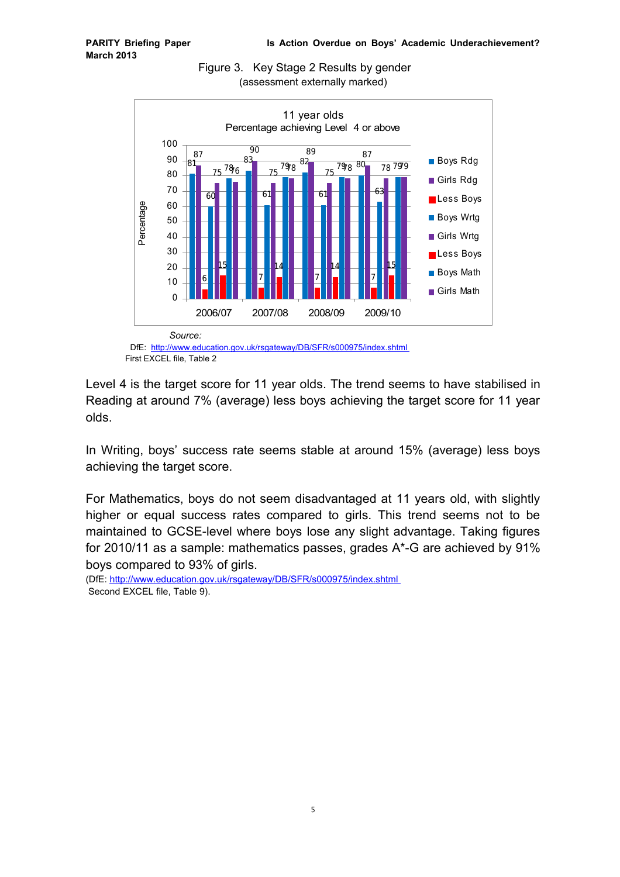Figure 3. Key Stage 2 Results by gender
(assessment externally marked)

11 year olds
Percentage achieving Level 4 or above

| Year | Boys Rdg | Girls Rdg | Less Boys | Boys Wrtg | Girls Wrtg | Less Boys | Boys Math | Girls Math |
|---|---|---|---|---|---|---|---|---|
| 2006/07 | 81 | 87 | 6 | 60 | 75 | 15 | 78 | 76 |
| 2007/08 | 83 | 90 | 7 | 61 | 75 | 14 | 79 | 78 |
| 2008/09 | 82 | 89 | 7 | 61 | 75 | 14 | 79 | 78 |
| 2009/10 | 80 | 87 | 7 | 63 | 78 | 15 | 79 | 79 |

*Source:*
DfE: http://www.education.gov.uk/rsgateway/DB/SFR/s000975/index.shtml
First EXCEL file, Table 2

Level 4 is the target score for 11 year olds. The trend seems to have stabilised in Reading at around 7% (average) less boys achieving the target score for 11 year olds.

In Writing, boys' success rate seems stable at around 15% (average) less boys achieving the target score.

For Mathematics, boys do not seem disadvantaged at 11 years old, with slightly higher or equal success rates compared to girls. This trend seems not to be maintained to GCSE-level where boys lose any slight advantage. Taking figures for 2010/11 as a sample: mathematics passes, grades A*-G are achieved by 91% boys compared to 93% of girls.
(DfE: http://www.education.gov.uk/rsgateway/DB/SFR/s000975/index.shtml
Second EXCEL file, Table 9).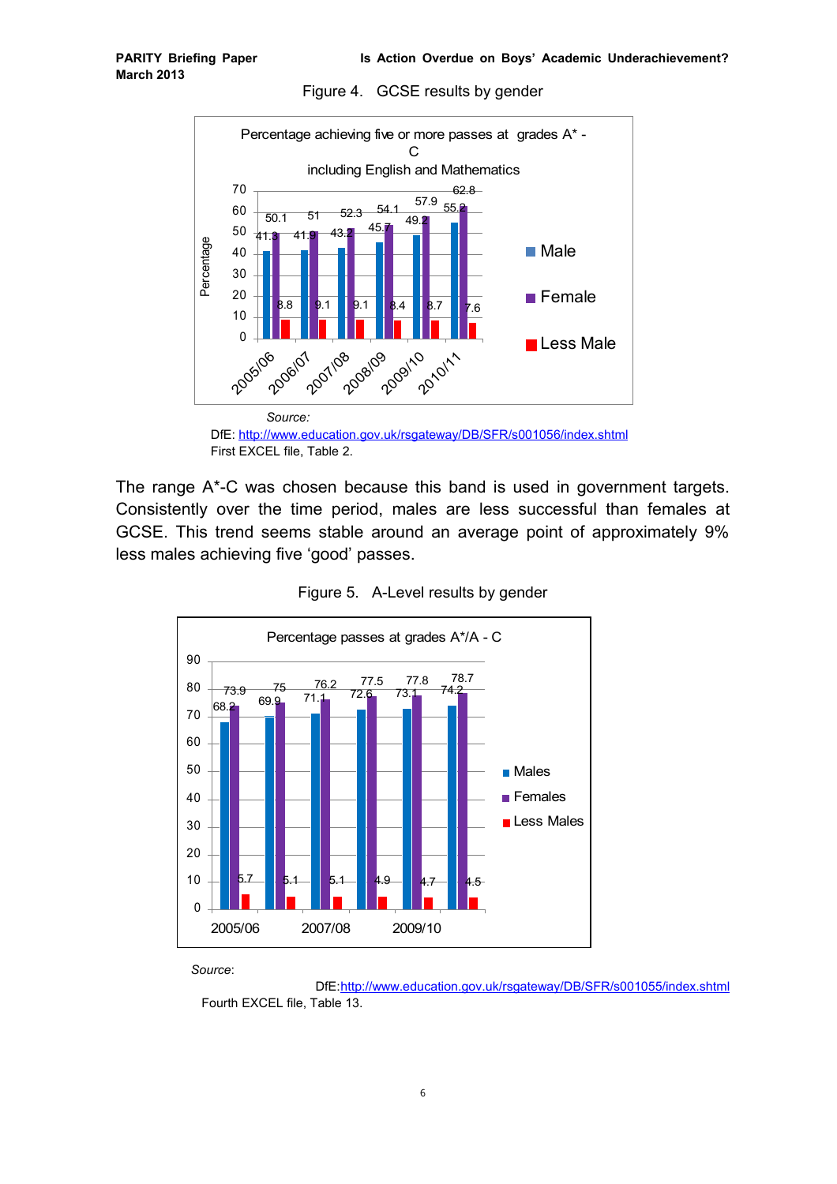Figure 4. GCSE results by gender

| | Male | Female | Less Male |
|---|---|---|---|
| 2005/06 | 41.3 | 50.1 | 8.8 |
| 2006/07 | 41.9 | 51 | 9.1 |
| 2007/08 | 43.2 | 52.3 | 9.1 |
| 2008/09 | 45.7 | 54.1 | 8.4 |
| 2009/10 | 49.2 | 57.9 | 8.7 |
| 2010/11 | 55.2 | 62.8 | 7.6 |

Percentage achieving five or more passes at grades A* - C including English and Mathematics

*Source:*
DfE: http://www.education.gov.uk/rsgateway/DB/SFR/s001056/index.shtml
First EXCEL file, Table 2.

The range A*-C was chosen because this band is used in government targets. Consistently over the time period, males are less successful than females at GCSE. This trend seems stable around an average point of approximately 9% less males achieving five 'good' passes.

Figure 5. A-Level results by gender

| | Males | Females | Less Males |
|---|---|---|---|
| 2005/06 | 68.2 | 73.9 | 5.7 |
| 2006/07 | 69.9 | 75 | 5.1 |
| 2007/08 | 71.1 | 76.2 | 5.1 |
| 2008/09 | 72.6 | 77.5 | 4.9 |
| 2009/10 | 73.1 | 77.8 | 4.7 |
| 2010/11 | 74.2 | 78.7 | 4.5 |

Percentage passes at grades A*/A - C

*Source*:
DfE:http://www.education.gov.uk/rsgateway/DB/SFR/s001055/index.shtml
Fourth EXCEL file, Table 13.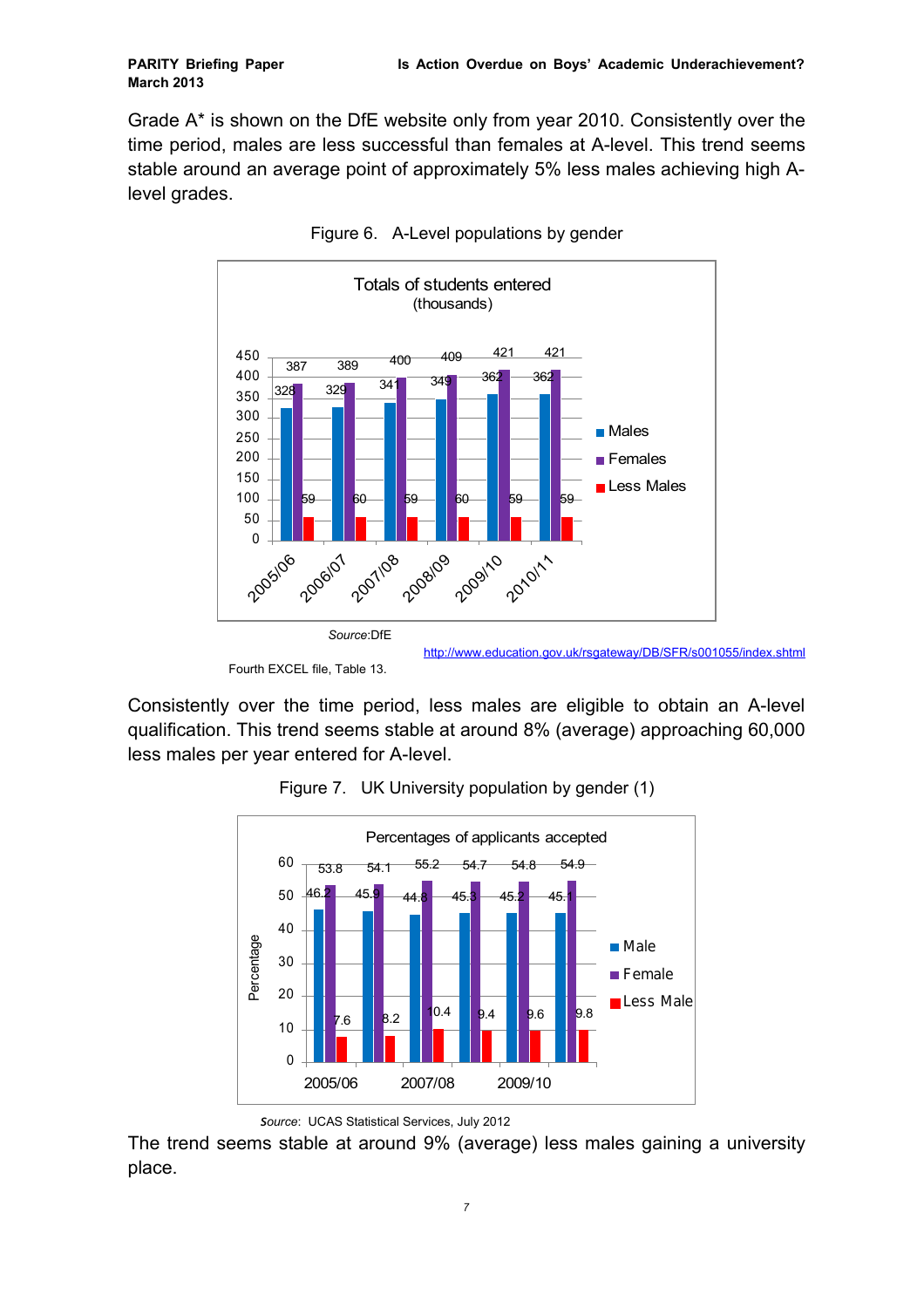Grade A* is shown on the DfE website only from year 2010. Consistently over the time period, males are less successful than females at A-level. This trend seems stable around an average point of approximately 5% less males achieving high A-level grades.

Figure 6. A-Level populations by gender

**Totals of students entered (thousands)**

| | Males | Females | Less Males |
|---|---|---|---|
| 2005/06 | 328 | 387 | 59 |
| 2006/07 | 329 | 389 | 60 |
| 2007/08 | 341 | 400 | 59 |
| 2008/09 | 349 | 409 | 60 |
| 2009/10 | 362 | 421 | 59 |
| 2010/11 | 362 | 421 | 59 |

*Source*:DfE http://www.education.gov.uk/rsgateway/DB/SFR/s001055/index.shtml

Fourth EXCEL file, Table 13.

Consistently over the time period, less males are eligible to obtain an A-level qualification. This trend seems stable at around 8% (average) approaching 60,000 less males per year entered for A-level.

Figure 7. UK University population by gender (1)

**Percentages of applicants accepted**

| | Male | Female | Less Male |
|---|---|---|---|
| 2005/06 | 46.2 | 53.8 | 7.6 |
| 2006/07 | 45.9 | 54.1 | 8.2 |
| 2007/08 | 44.8 | 55.2 | 10.4 |
| 2008/09 | 45.3 | 54.7 | 9.4 |
| 2009/10 | 45.2 | 54.8 | 9.6 |
| 2010/11 | 45.1 | 54.9 | 9.8 |

*Source*: UCAS Statistical Services, July 2012

The trend seems stable at around 9% (average) less males gaining a university place.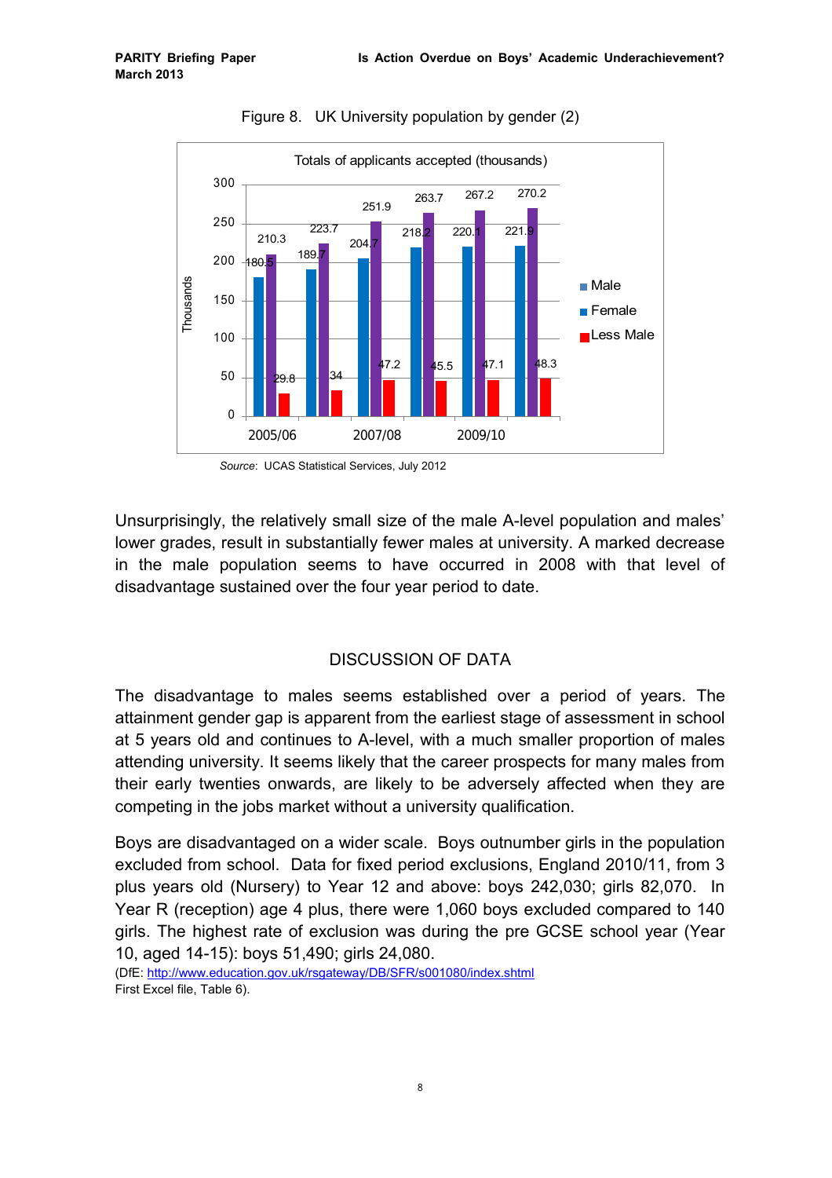Figure 8. UK University population by gender (2)

Totals of applicants accepted (thousands)

| Year | Male | Female | Less Male |
|---|---|---|---|
| 2005/06 | 180.5 | 210.3 | 29.8 |
| 2006/07 | 189.7 | 223.7 | 34 |
| 2007/08 | 204.7 | 251.9 | 47.2 |
| 2008/09 | 218.2 | 263.7 | 45.5 |
| 2009/10 | 220.1 | 267.2 | 47.1 |
| 2010/11 | 221.9 | 270.2 | 48.3 |

*Source*: UCAS Statistical Services, July 2012

Unsurprisingly, the relatively small size of the male A-level population and males' lower grades, result in substantially fewer males at university. A marked decrease in the male population seems to have occurred in 2008 with that level of disadvantage sustained over the four year period to date.

## DISCUSSION OF DATA

The disadvantage to males seems established over a period of years. The attainment gender gap is apparent from the earliest stage of assessment in school at 5 years old and continues to A-level, with a much smaller proportion of males attending university. It seems likely that the career prospects for many males from their early twenties onwards, are likely to be adversely affected when they are competing in the jobs market without a university qualification.

Boys are disadvantaged on a wider scale. Boys outnumber girls in the population excluded from school. Data for fixed period exclusions, England 2010/11, from 3 plus years old (Nursery) to Year 12 and above: boys 242,030; girls 82,070. In Year R (reception) age 4 plus, there were 1,060 boys excluded compared to 140 girls. The highest rate of exclusion was during the pre GCSE school year (Year 10, aged 14-15): boys 51,490; girls 24,080.
(DfE: http://www.education.gov.uk/rsgateway/DB/SFR/s001080/index.shtml
First Excel file, Table 6).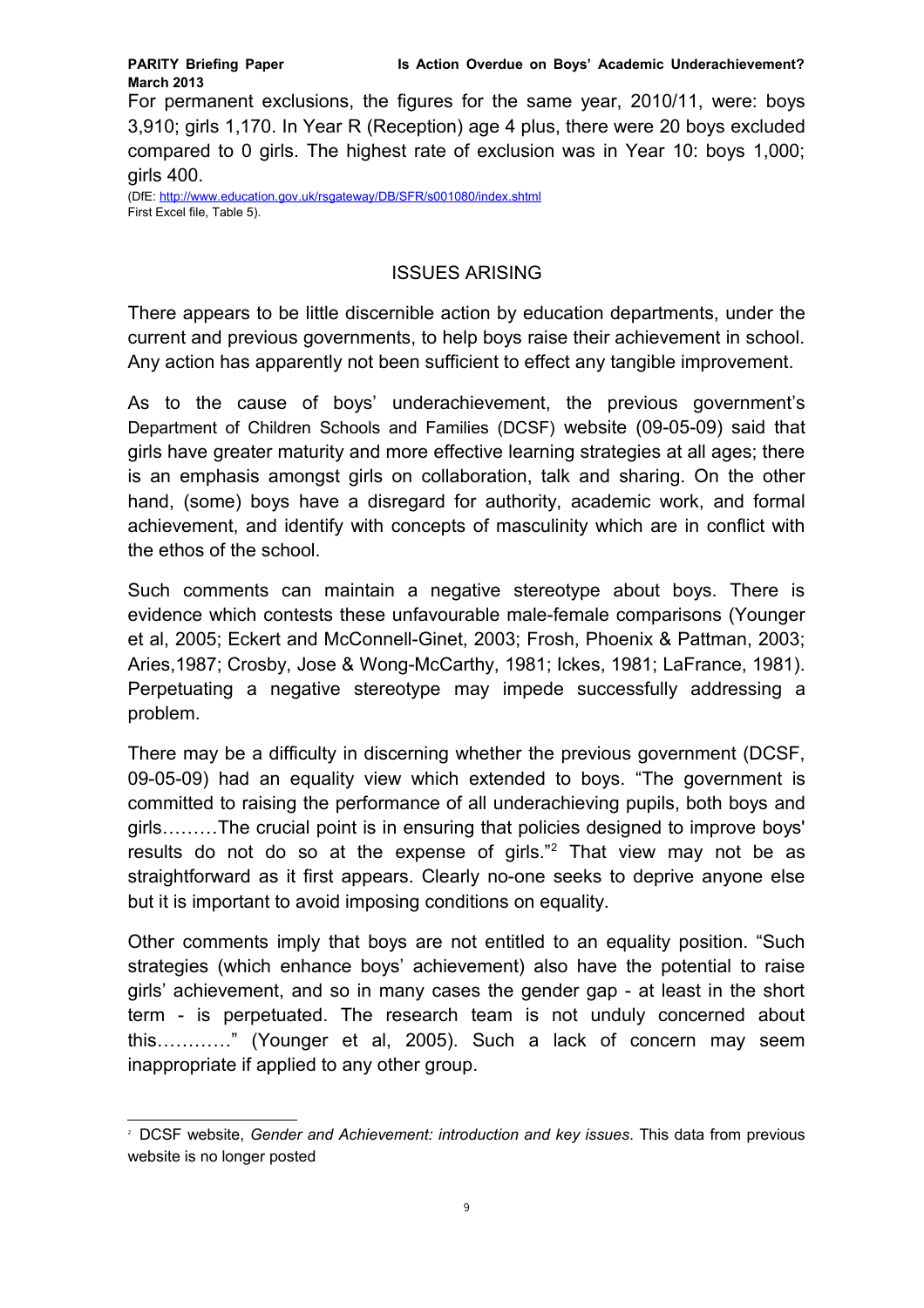For permanent exclusions, the figures for the same year, 2010/11, were: boys 3,910; girls 1,170. In Year R (Reception) age 4 plus, there were 20 boys excluded compared to 0 girls. The highest rate of exclusion was in Year 10: boys 1,000; girls 400.

(DfE: http://www.education.gov.uk/rsgateway/DB/SFR/s001080/index.shtml First Excel file, Table 5).

## ISSUES ARISING

There appears to be little discernible action by education departments, under the current and previous governments, to help boys raise their achievement in school. Any action has apparently not been sufficient to effect any tangible improvement.

As to the cause of boys' underachievement, the previous government's Department of Children Schools and Families (DCSF) website (09-05-09) said that girls have greater maturity and more effective learning strategies at all ages; there is an emphasis amongst girls on collaboration, talk and sharing. On the other hand, (some) boys have a disregard for authority, academic work, and formal achievement, and identify with concepts of masculinity which are in conflict with the ethos of the school.

Such comments can maintain a negative stereotype about boys. There is evidence which contests these unfavourable male-female comparisons (Younger et al, 2005; Eckert and McConnell-Ginet, 2003; Frosh, Phoenix & Pattman, 2003; Aries,1987; Crosby, Jose & Wong-McCarthy, 1981; Ickes, 1981; LaFrance, 1981). Perpetuating a negative stereotype may impede successfully addressing a problem.

There may be a difficulty in discerning whether the previous government (DCSF, 09-05-09) had an equality view which extended to boys. "The government is committed to raising the performance of all underachieving pupils, both boys and girls………The crucial point is in ensuring that policies designed to improve boys' results do not do so at the expense of girls."[2] That view may not be as straightforward as it first appears. Clearly no-one seeks to deprive anyone else but it is important to avoid imposing conditions on equality.

Other comments imply that boys are not entitled to an equality position. "Such strategies (which enhance boys' achievement) also have the potential to raise girls' achievement, and so in many cases the gender gap - at least in the short term - is perpetuated. The research team is not unduly concerned about this…………" (Younger et al, 2005). Such a lack of concern may seem inappropriate if applied to any other group.

[2] DCSF website, *Gender and Achievement: introduction and key issues*. This data from previous website is no longer posted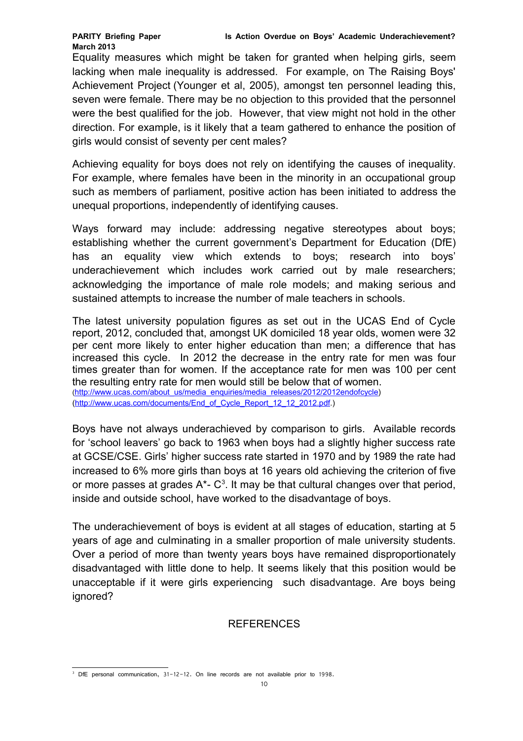Equality measures which might be taken for granted when helping girls, seem lacking when male inequality is addressed. For example, on The Raising Boys' Achievement Project (Younger et al, 2005), amongst ten personnel leading this, seven were female. There may be no objection to this provided that the personnel were the best qualified for the job. However, that view might not hold in the other direction. For example, is it likely that a team gathered to enhance the position of girls would consist of seventy per cent males?

Achieving equality for boys does not rely on identifying the causes of inequality. For example, where females have been in the minority in an occupational group such as members of parliament, positive action has been initiated to address the unequal proportions, independently of identifying causes.

Ways forward may include: addressing negative stereotypes about boys; establishing whether the current government's Department for Education (DfE) has an equality view which extends to boys; research into boys' underachievement which includes work carried out by male researchers; acknowledging the importance of male role models; and making serious and sustained attempts to increase the number of male teachers in schools.

The latest university population figures as set out in the UCAS End of Cycle report, 2012, concluded that, amongst UK domiciled 18 year olds, women were 32 per cent more likely to enter higher education than men; a difference that has increased this cycle. In 2012 the decrease in the entry rate for men was four times greater than for women. If the acceptance rate for men was 100 per cent the resulting entry rate for men would still be below that of women.
(http://www.ucas.com/about_us/media_enquiries/media_releases/2012/2012endofcycle)
(http://www.ucas.com/documents/End_of_Cycle_Report_12_12_2012.pdf.)

Boys have not always underachieved by comparison to girls. Available records for 'school leavers' go back to 1963 when boys had a slightly higher success rate at GCSE/CSE. Girls' higher success rate started in 1970 and by 1989 the rate had increased to 6% more girls than boys at 16 years old achieving the criterion of five or more passes at grades A*- C[3]. It may be that cultural changes over that period, inside and outside school, have worked to the disadvantage of boys.

The underachievement of boys is evident at all stages of education, starting at 5 years of age and culminating in a smaller proportion of male university students. Over a period of more than twenty years boys have remained disproportionately disadvantaged with little done to help. It seems likely that this position would be unacceptable if it were girls experiencing such disadvantage. Are boys being ignored?

## REFERENCES

[3] DfE personal communication, 31-12-12. On line records are not available prior to 1998.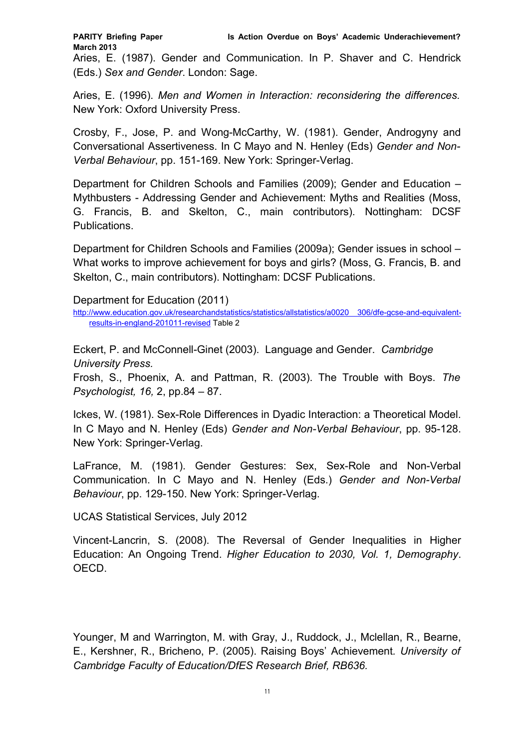Aries, E. (1987). Gender and Communication. In P. Shaver and C. Hendrick (Eds.) *Sex and Gender*. London: Sage.

Aries, E. (1996). *Men and Women in Interaction: reconsidering the differences.* New York: Oxford University Press.

Crosby, F., Jose, P. and Wong-McCarthy, W. (1981). Gender, Androgyny and Conversational Assertiveness. In C Mayo and N. Henley (Eds) *Gender and Non-Verbal Behaviour*, pp. 151-169. New York: Springer-Verlag.

Department for Children Schools and Families (2009); Gender and Education – Mythbusters - Addressing Gender and Achievement: Myths and Realities (Moss, G. Francis, B. and Skelton, C., main contributors). Nottingham: DCSF Publications.

Department for Children Schools and Families (2009a); Gender issues in school – What works to improve achievement for boys and girls? (Moss, G. Francis, B. and Skelton, C., main contributors). Nottingham: DCSF Publications.

Department for Education (2011)
http://www.education.gov.uk/researchandstatistics/statistics/allstatistics/a0020 306/dfe-gcse-and-equivalent-results-in-england-201011-revised Table 2

Eckert, P. and McConnell-Ginet (2003). Language and Gender. *Cambridge University Press.*
Frosh, S., Phoenix, A. and Pattman, R. (2003). The Trouble with Boys. *The Psychologist, 16,* 2, pp.84 – 87.

Ickes, W. (1981). Sex-Role Differences in Dyadic Interaction: a Theoretical Model. In C Mayo and N. Henley (Eds) *Gender and Non-Verbal Behaviour*, pp. 95-128. New York: Springer-Verlag.

LaFrance, M. (1981). Gender Gestures: Sex, Sex-Role and Non-Verbal Communication. In C Mayo and N. Henley (Eds.) *Gender and Non-Verbal Behaviour*, pp. 129-150. New York: Springer-Verlag.

UCAS Statistical Services, July 2012

Vincent-Lancrin, S. (2008). The Reversal of Gender Inequalities in Higher Education: An Ongoing Trend. *Higher Education to 2030, Vol. 1, Demography*. OECD.

Younger, M and Warrington, M. with Gray, J., Ruddock, J., Mclellan, R., Bearne, E., Kershner, R., Bricheno, P. (2005). Raising Boys' Achievement. *University of Cambridge Faculty of Education/DfES Research Brief, RB636.*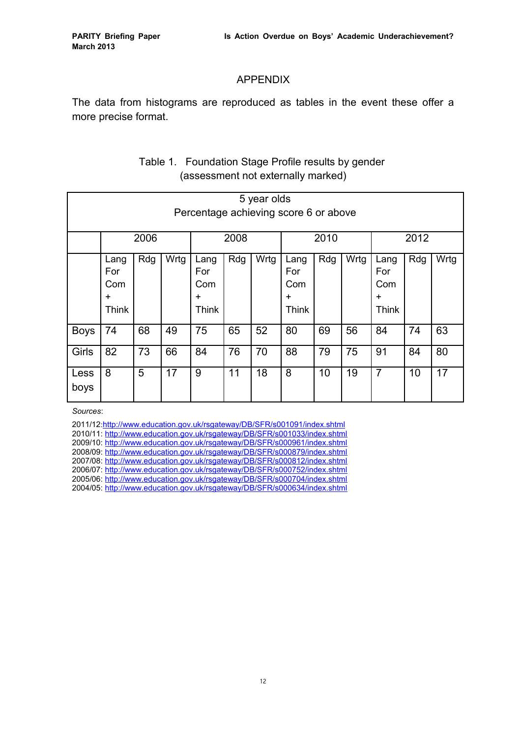## APPENDIX

The data from histograms are reproduced as tables in the event these offer a more precise format.

Table 1. Foundation Stage Profile results by gender (assessment not externally marked)

| 5 year olds Percentage achieving score 6 or above | | | | | | | | | | | | |
|---|---|---|---|---|---|---|---|---|---|---|---|---|
| | 2006 | | | 2008 | | | 2010 | | | 2012 | | |
| | Lang For Com + Think | Rdg | Wrtg | Lang For Com + Think | Rdg | Wrtg | Lang For Com + Think | Rdg | Wrtg | Lang For Com + Think | Rdg | Wrtg |
| Boys | 74 | 68 | 49 | 75 | 65 | 52 | 80 | 69 | 56 | 84 | 74 | 63 |
| Girls | 82 | 73 | 66 | 84 | 76 | 70 | 88 | 79 | 75 | 91 | 84 | 80 |
| Less boys | 8 | 5 | 17 | 9 | 11 | 18 | 8 | 10 | 19 | 7 | 10 | 17 |

*Sources*:

2011/12:http://www.education.gov.uk/rsgateway/DB/SFR/s001091/index.shtml
2010/11: http://www.education.gov.uk/rsgateway/DB/SFR/s001033/index.shtml
2009/10: http://www.education.gov.uk/rsgateway/DB/SFR/s000961/index.shtml
2008/09: http://www.education.gov.uk/rsgateway/DB/SFR/s000879/index.shtml
2007/08: http://www.education.gov.uk/rsgateway/DB/SFR/s000812/index.shtml
2006/07: http://www.education.gov.uk/rsgateway/DB/SFR/s000752/index.shtml
2005/06: http://www.education.gov.uk/rsgateway/DB/SFR/s000704/index.shtml
2004/05: http://www.education.gov.uk/rsgateway/DB/SFR/s000634/index.shtml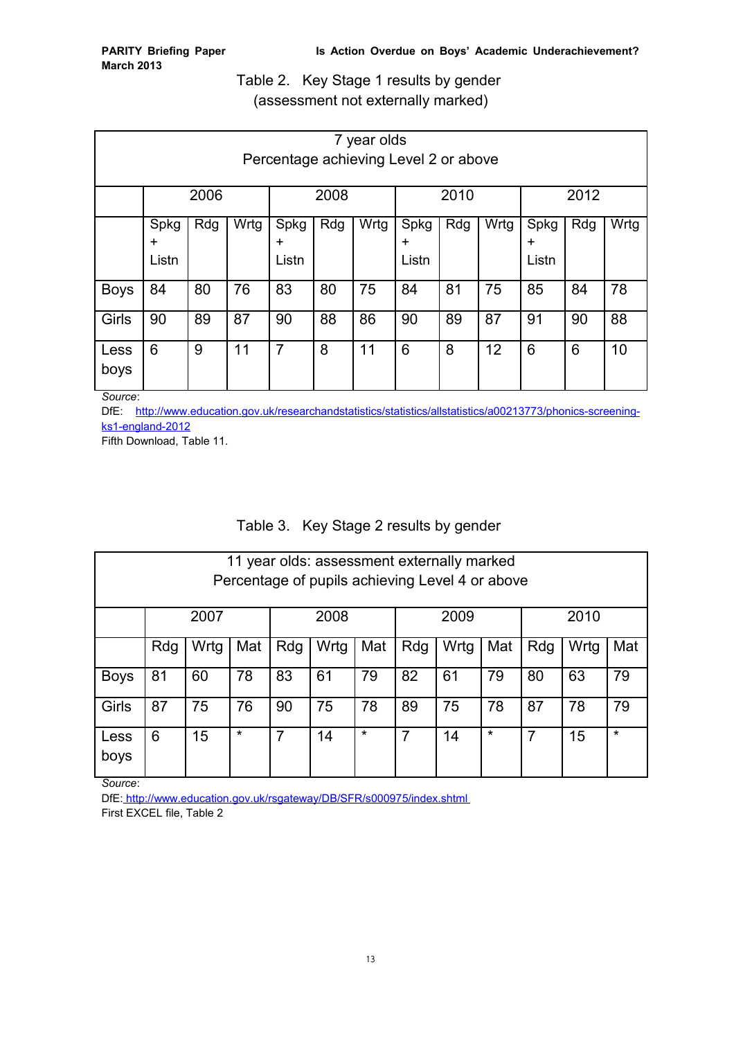Table 2. Key Stage 1 results by gender
(assessment not externally marked)

| 7 year olds Percentage achieving Level 2 or above | | | | | | | | | | | | |
|---|---|---|---|---|---|---|---|---|---|---|---|---|
| | 2006 | | | 2008 | | | 2010 | | | 2012 | | |
| | Spkg + Listn | Rdg | Wrtg | Spkg + Listn | Rdg | Wrtg | Spkg + Listn | Rdg | Wrtg | Spkg + Listn | Rdg | Wrtg |
| Boys | 84 | 80 | 76 | 83 | 80 | 75 | 84 | 81 | 75 | 85 | 84 | 78 |
| Girls | 90 | 89 | 87 | 90 | 88 | 86 | 90 | 89 | 87 | 91 | 90 | 88 |
| Less boys | 6 | 9 | 11 | 7 | 8 | 11 | 6 | 8 | 12 | 6 | 6 | 10 |

*Source*:
DfE: http://www.education.gov.uk/researchandstatistics/statistics/allstatistics/a00213773/phonics-screening-ks1-england-2012
Fifth Download, Table 11.

Table 3. Key Stage 2 results by gender

| 11 year olds: assessment externally marked Percentage of pupils achieving Level 4 or above | | | | | | | | | | | | |
|---|---|---|---|---|---|---|---|---|---|---|---|---|
| | 2007 | | | 2008 | | | 2009 | | | 2010 | | |
| | Rdg | Wrtg | Mat | Rdg | Wrtg | Mat | Rdg | Wrtg | Mat | Rdg | Wrtg | Mat |
| Boys | 81 | 60 | 78 | 83 | 61 | 79 | 82 | 61 | 79 | 80 | 63 | 79 |
| Girls | 87 | 75 | 76 | 90 | 75 | 78 | 89 | 75 | 78 | 87 | 78 | 79 |
| Less boys | 6 | 15 | * | 7 | 14 | * | 7 | 14 | * | 7 | 15 | * |

*Source*:
DfE: http://www.education.gov.uk/rsgateway/DB/SFR/s000975/index.shtml
First EXCEL file, Table 2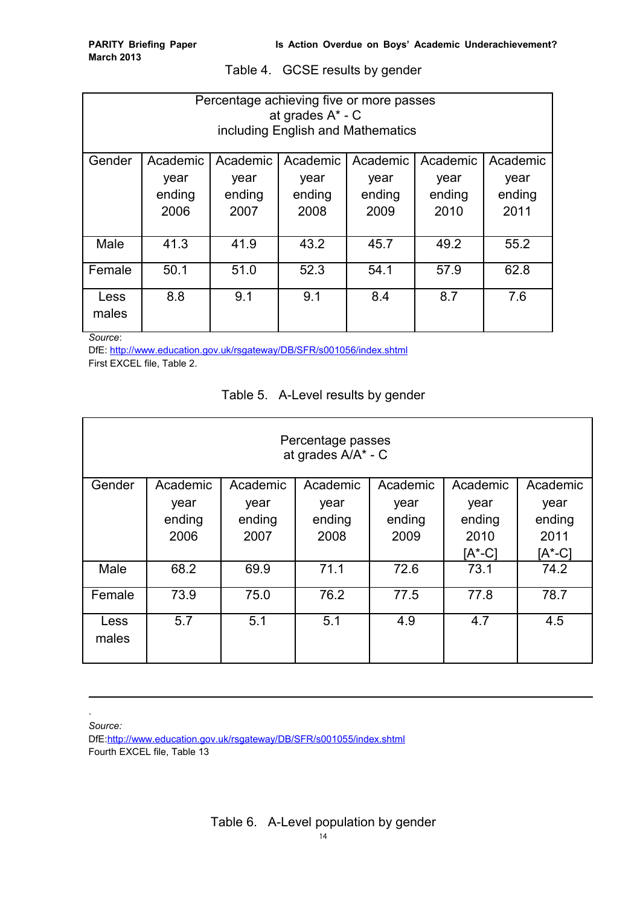Table 4. GCSE results by gender

| Percentage achieving five or more passes at grades A* - C including English and Mathematics | | | | | | |
|---|---|---|---|---|---|---|
| Gender | Academic year ending 2006 | Academic year ending 2007 | Academic year ending 2008 | Academic year ending 2009 | Academic year ending 2010 | Academic year ending 2011 |
| Male | 41.3 | 41.9 | 43.2 | 45.7 | 49.2 | 55.2 |
| Female | 50.1 | 51.0 | 52.3 | 54.1 | 57.9 | 62.8 |
| Less males | 8.8 | 9.1 | 9.1 | 8.4 | 8.7 | 7.6 |

*Source*:
DfE: http://www.education.gov.uk/rsgateway/DB/SFR/s001056/index.shtml
First EXCEL file, Table 2.

Table 5. A-Level results by gender

| Percentage passes at grades A/A* - C | | | | | | |
|---|---|---|---|---|---|---|
| Gender | Academic year ending 2006 | Academic year ending 2007 | Academic year ending 2008 | Academic year ending 2009 | Academic year ending 2010 [A*-C] | Academic year ending 2011 [A*-C] |
| Male | 68.2 | 69.9 | 71.1 | 72.6 | 73.1 | 74.2 |
| Female | 73.9 | 75.0 | 76.2 | 77.5 | 77.8 | 78.7 |
| Less males | 5.7 | 5.1 | 5.1 | 4.9 | 4.7 | 4.5 |

.
*Source:*
DfE:http://www.education.gov.uk/rsgateway/DB/SFR/s001055/index.shtml
Fourth EXCEL file, Table 13

Table 6. A-Level population by gender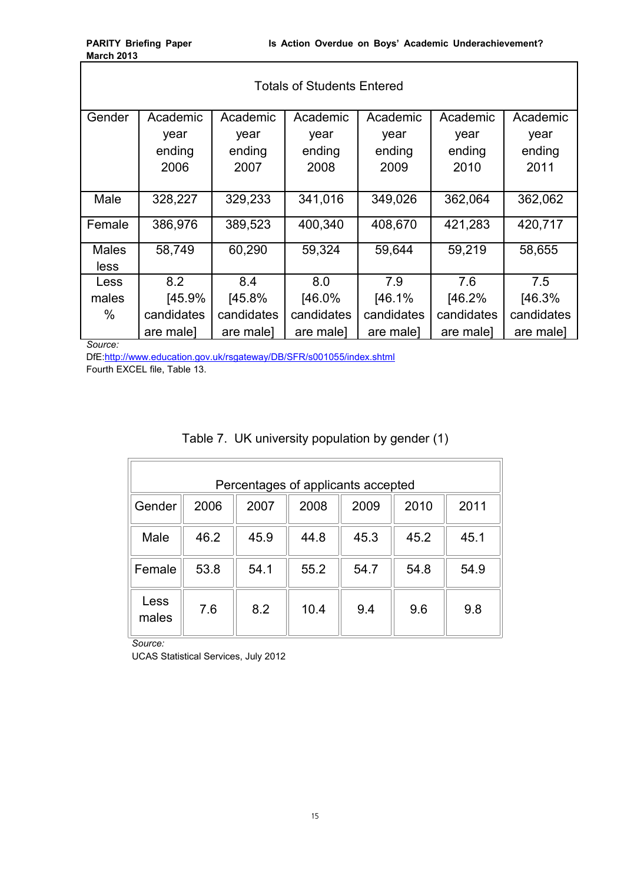| Totals of Students Entered | | | | | | |
|---|---|---|---|---|---|---|
| Gender | Academic year ending 2006 | Academic year ending 2007 | Academic year ending 2008 | Academic year ending 2009 | Academic year ending 2010 | Academic year ending 2011 |
| Male | 328,227 | 329,233 | 341,016 | 349,026 | 362,064 | 362,062 |
| Female | 386,976 | 389,523 | 400,340 | 408,670 | 421,283 | 420,717 |
| Males less | 58,749 | 60,290 | 59,324 | 59,644 | 59,219 | 58,655 |
| Less males % | 8.2 [45.9% candidates are male] | 8.4 [45.8% candidates are male] | 8.0 [46.0% candidates are male] | 7.9 [46.1% candidates are male] | 7.6 [46.2% candidates are male] | 7.5 [46.3% candidates are male] |

*Source:*
DfE:http://www.education.gov.uk/rsgateway/DB/SFR/s001055/index.shtml
Fourth EXCEL file, Table 13.

Table 7. UK university population by gender (1)

| Percentages of applicants accepted | | | | | | |
|---|---|---|---|---|---|---|
| Gender | 2006 | 2007 | 2008 | 2009 | 2010 | 2011 |
| Male | 46.2 | 45.9 | 44.8 | 45.3 | 45.2 | 45.1 |
| Female | 53.8 | 54.1 | 55.2 | 54.7 | 54.8 | 54.9 |
| Less males | 7.6 | 8.2 | 10.4 | 9.4 | 9.6 | 9.8 |

*Source:*
UCAS Statistical Services, July 2012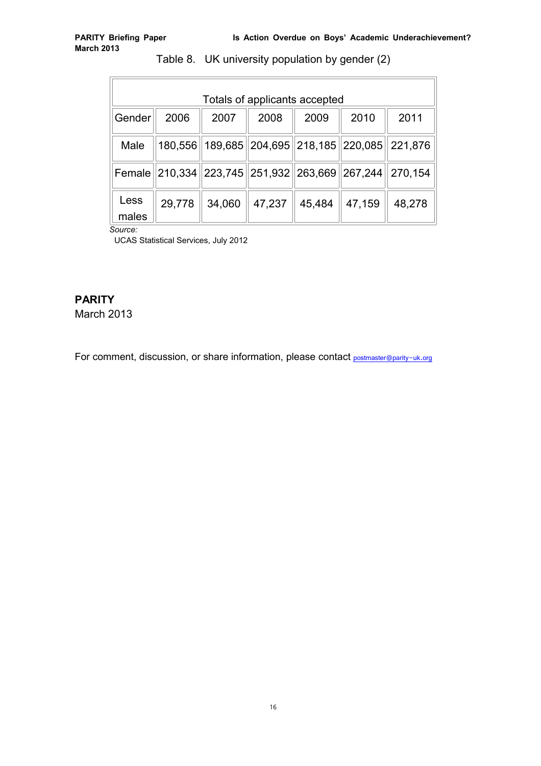Table 8. UK university population by gender (2)

| Totals of applicants accepted | | | | | | |
|---|---|---|---|---|---|---|
| Gender | 2006 | 2007 | 2008 | 2009 | 2010 | 2011 |
| Male | 180,556 | 189,685 | 204,695 | 218,185 | 220,085 | 221,876 |
| Female | 210,334 | 223,745 | 251,932 | 263,669 | 267,244 | 270,154 |
| Less males | 29,778 | 34,060 | 47,237 | 45,484 | 47,159 | 48,278 |

*Source:*
UCAS Statistical Services, July 2012

**PARITY**
March 2013

For comment, discussion, or share information, please contact postmaster@parity-uk.org